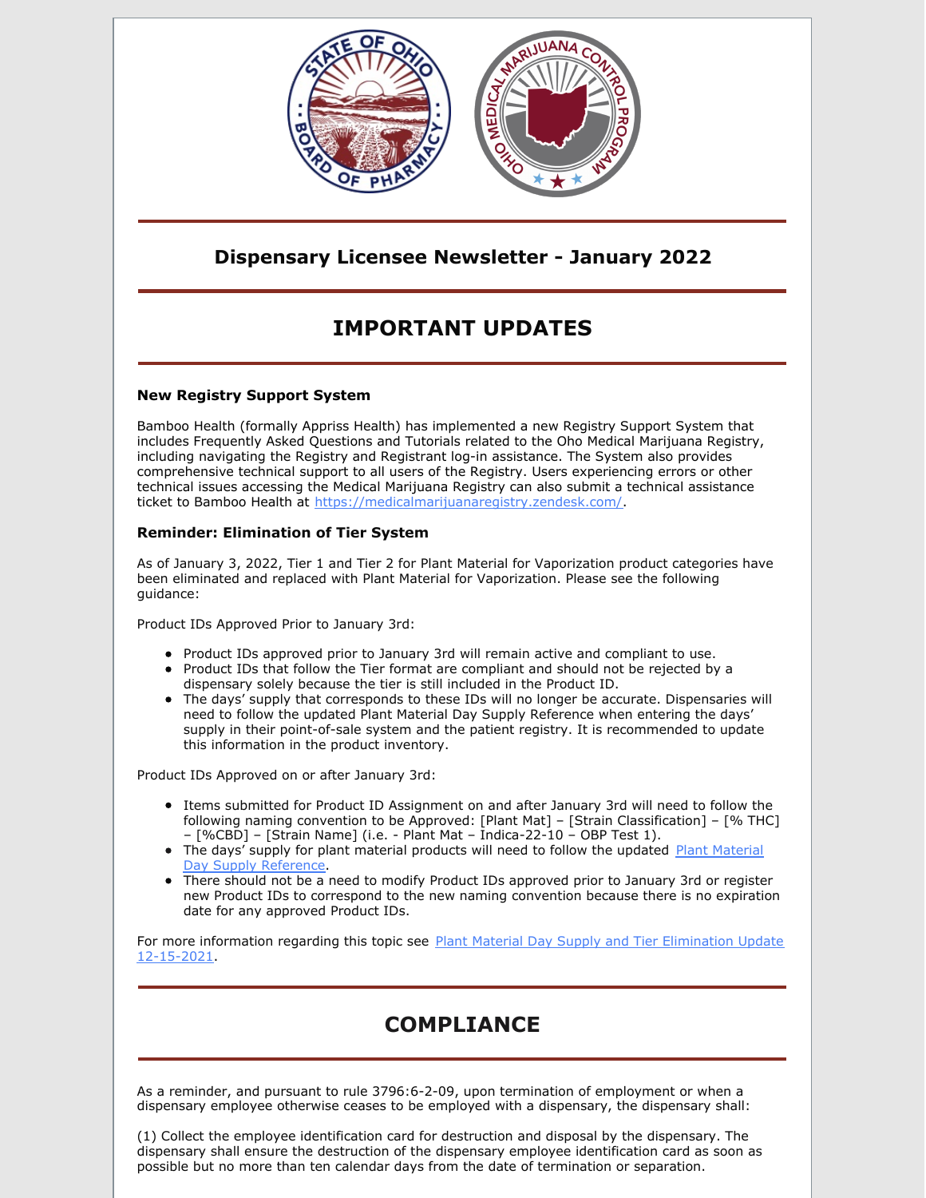# Dispensary Licensee Newsletter - January 2022

## IMPORTANT UPDATES

### New Registry Support System

Bamboo Health (formally Appriss Health) has implemented a new Registry Support System that includes Frequently Asked Questions and Tutorials related to the Oho Medical Marijuana Registry, including navigating the Registry and Registrant log-in assistance. The System also provides comprehensive technical support to all users of the Registry. Users experiencing errors or other technical issues accessing the Medical Marijuana Registry can also submit a technical assistance ticket to Bamboo Health at [https://medicalmarijuanaregistry.zendesk.com/](https://medicalmarijuanaregistry.zendesk.com/).

### Reminder: Elimination of Tier System

As of January 3, 2022, Tier 1 and Tier 2 for Plant Material for Vaporization product categories have been eliminated and replaced with Plant Material for Vaporization. Please see the following guidance:

Product IDs Approved Prior to January 3rd:

- Product IDs approved prior to January 3rd will remain active and compliant to use.
- Product IDs that follow the Tier format are compliant and should not be rejected by a dispensary solely because the tier is still included in the Product ID.
- The days' supply that corresponds to these IDs will no longer be accurate. Dispensaries will need to follow the updated Plant Material Day Supply Reference when entering the days' supply in their point-of-sale system and the patient registry. It is recommended to update this information in the product inventory.

Product IDs Approved on or after January 3rd:

- Items submitted for Product ID Assignment on and after January 3rd will need to follow the following naming convention to be Approved: [Plant Mat] – [Strain Classification] – [% THC] – [%CBD] – [Strain Name] (i.e. - Plant Mat – Indica-22-10 – OBP Test 1).
- The days' supply for plant material products will need to follow the updated Plant Material Day Supply Reference.
- There should not be a need to modify Product IDs approved prior to January 3rd or register new Product IDs to correspond to the new naming convention because there is no expiration date for any approved Product IDs.

For more information regarding this topic see Plant Material Day Supply and Tier Elimination Update 12-15-2021.

## COMPLIANCE

As a reminder, and pursuant to rule 3796:6-2-09, upon termination of employment or when a dispensary employee otherwise ceases to be employed with a dispensary, the dispensary shall:

(1) Collect the employee identification card for destruction and disposal by the dispensary. The dispensary shall ensure the destruction of the dispensary employee identification card as soon as possible but no more than ten calendar days from the date of termination or separation.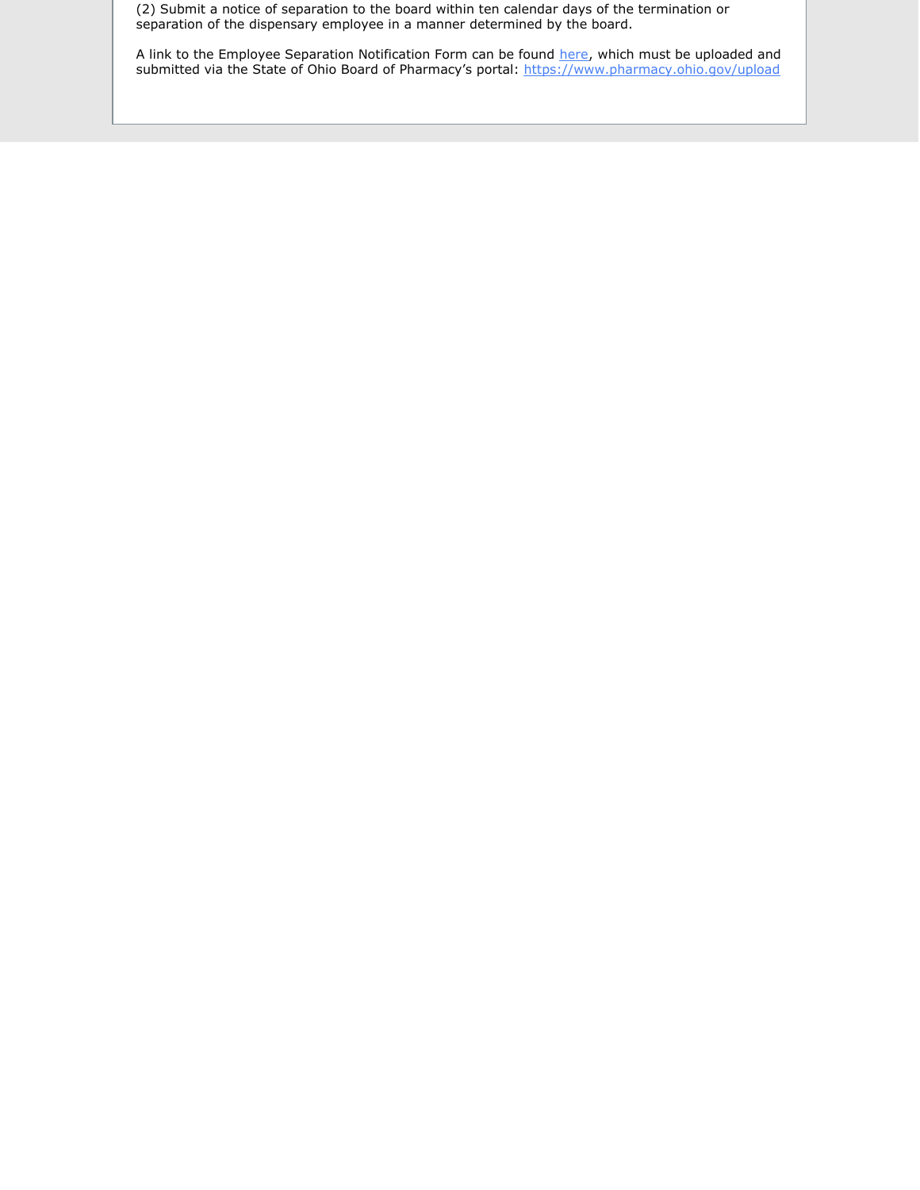(2) Submit a notice of separation to the board within ten calendar days of the termination or separation of the dispensary employee in a manner determined by the board.

A link to the Employee Separation Notification Form can be found here, which must be uploaded and submitted via the State of Ohio Board of Pharmacy's portal: https://www.pharmacy.ohio.gov/upload